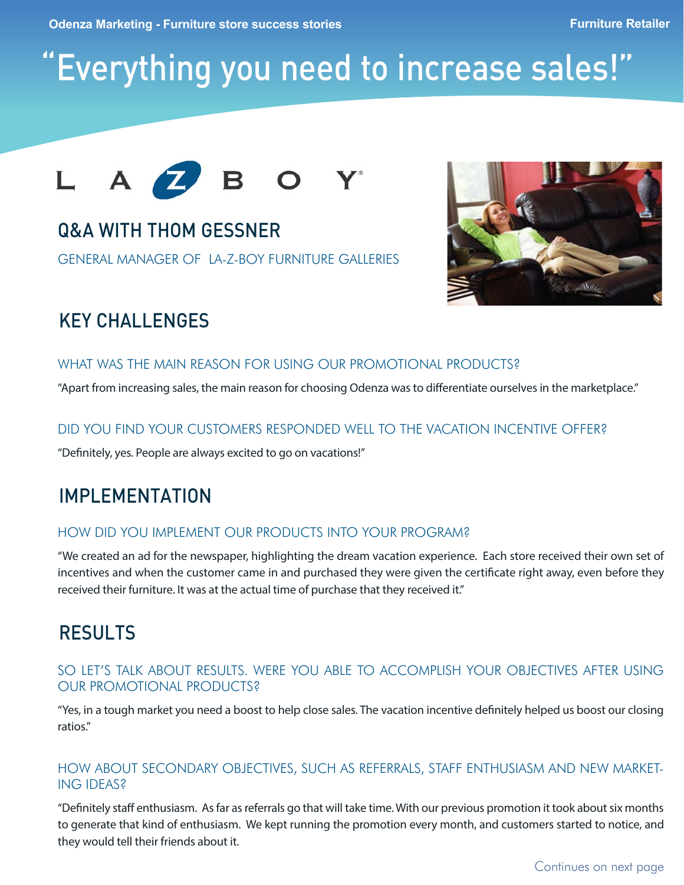Odenza Marketing - Furniture store success stories

Furniture Retailer

# "Everything you need to increase sales!"

LA-Z-BOY®

## Q&A WITH THOM GESSNER

GENERAL MANAGER OF LA-Z-BOY FURNITURE GALLERIES

## KEY CHALLENGES

### WHAT WAS THE MAIN REASON FOR USING OUR PROMOTIONAL PRODUCTS?

"Apart from increasing sales, the main reason for choosing Odenza was to differentiate ourselves in the marketplace."

### DID YOU FIND YOUR CUSTOMERS RESPONDED WELL TO THE VACATION INCENTIVE OFFER?

"Definitely, yes. People are always excited to go on vacations!"

## IMPLEMENTATION

### HOW DID YOU IMPLEMENT OUR PRODUCTS INTO YOUR PROGRAM?

"We created an ad for the newspaper, highlighting the dream vacation experience. Each store received their own set of incentives and when the customer came in and purchased they were given the certificate right away, even before they received their furniture. It was at the actual time of purchase that they received it."

## RESULTS

### SO LET'S TALK ABOUT RESULTS. WERE YOU ABLE TO ACCOMPLISH YOUR OBJECTIVES AFTER USING OUR PROMOTIONAL PRODUCTS?

"Yes, in a tough market you need a boost to help close sales. The vacation incentive definitely helped us boost our closing ratios."

### HOW ABOUT SECONDARY OBJECTIVES, SUCH AS REFERRALS, STAFF ENTHUSIASM AND NEW MARKETING IDEAS?

"Definitely staff enthusiasm. As far as referrals go that will take time. With our previous promotion it took about six months to generate that kind of enthusiasm. We kept running the promotion every month, and customers started to notice, and they would tell their friends about it.

Continues on next page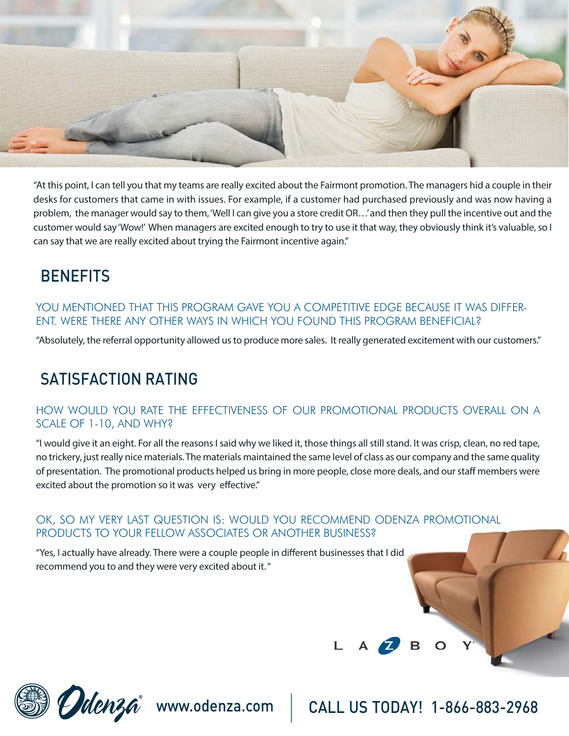"At this point, I can tell you that my teams are really excited about the Fairmont promotion. The managers hid a couple in their desks for customers that came in with issues. For example, if a customer had purchased previously and was now having a problem, the manager would say to them, 'Well I can give you a store credit OR…' and then they pull the incentive out and the customer would say 'Wow!' When managers are excited enough to try to use it that way, they obviously think it's valuable, so I can say that we are really excited about trying the Fairmont incentive again."

## BENEFITS

### YOU MENTIONED THAT THIS PROGRAM GAVE YOU A COMPETITIVE EDGE BECAUSE IT WAS DIFFERENT. WERE THERE ANY OTHER WAYS IN WHICH YOU FOUND THIS PROGRAM BENEFICIAL?

"Absolutely, the referral opportunity allowed us to produce more sales. It really generated excitement with our customers."

## SATISFACTION RATING

### HOW WOULD YOU RATE THE EFFECTIVENESS OF OUR PROMOTIONAL PRODUCTS OVERALL ON A SCALE OF 1-10, AND WHY?

"I would give it an eight. For all the reasons I said why we liked it, those things all still stand. It was crisp, clean, no red tape, no trickery, just really nice materials. The materials maintained the same level of class as our company and the same quality of presentation. The promotional products helped us bring in more people, close more deals, and our staff members were excited about the promotion so it was very effective."

### OK, SO MY VERY LAST QUESTION IS: WOULD YOU RECOMMEND ODENZA PROMOTIONAL PRODUCTS TO YOUR FELLOW ASSOCIATES OR ANOTHER BUSINESS?

"Yes, I actually have already. There were a couple people in different businesses that I did recommend you to and they were very excited about it."

LA-Z-BOY

Odenza® www.odenza.com | CALL US TODAY! 1-866-883-2968